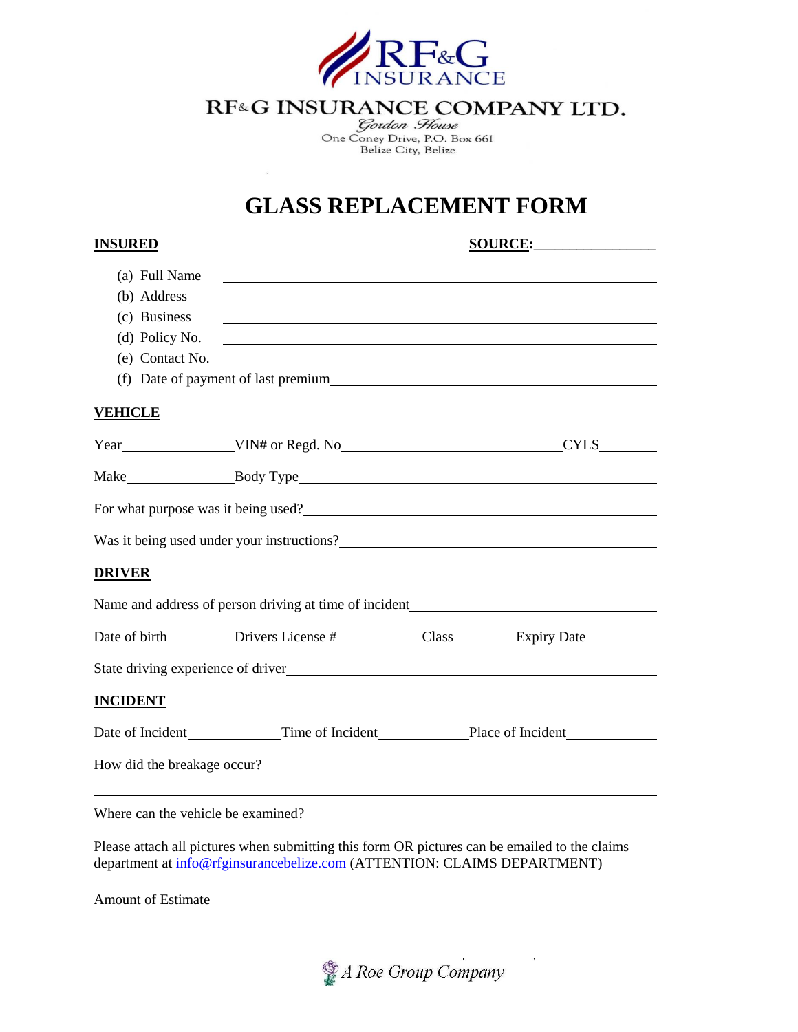RF&G INSURANCE

**RF&G INSURANCE COMPANY LTD.**

*Gordon House*

One Coney Drive, P.O. Box 661

Belize City, Belize

# GLASS REPLACEMENT FORM

**INSURED** **SOURCE:**________________

(a) Full Name ______________________________________________

(b) Address ______________________________________________

(c) Business ______________________________________________

(d) Policy No. ______________________________________________

(e) Contact No. ______________________________________________

(f) Date of payment of last premium ______________________________

**VEHICLE**

Year______________ VIN# or Regd. No____________________________ CYLS________

Make______________ Body Type_____________________________________________

For what purpose was it being used?____________________________________

Was it being used under your instructions?______________________________

**DRIVER**

Name and address of person driving at time of incident___________________________

Date of birth_________ Drivers License # ___________ Class________ Expiry Date__________

State driving experience of driver_______________________________________

**INCIDENT**

Date of Incident____________ Time of Incident____________ Place of Incident____________

How did the breakage occur?_____________________________________________

______________________________________________________________________

Where can the vehicle be examined?______________________________________

Please attach all pictures when submitting this form OR pictures can be emailed to the claims department at info@rfginsurancebelize.com (ATTENTION: CLAIMS DEPARTMENT)

Amount of Estimate______________________________________________________

*A Roe Group Company*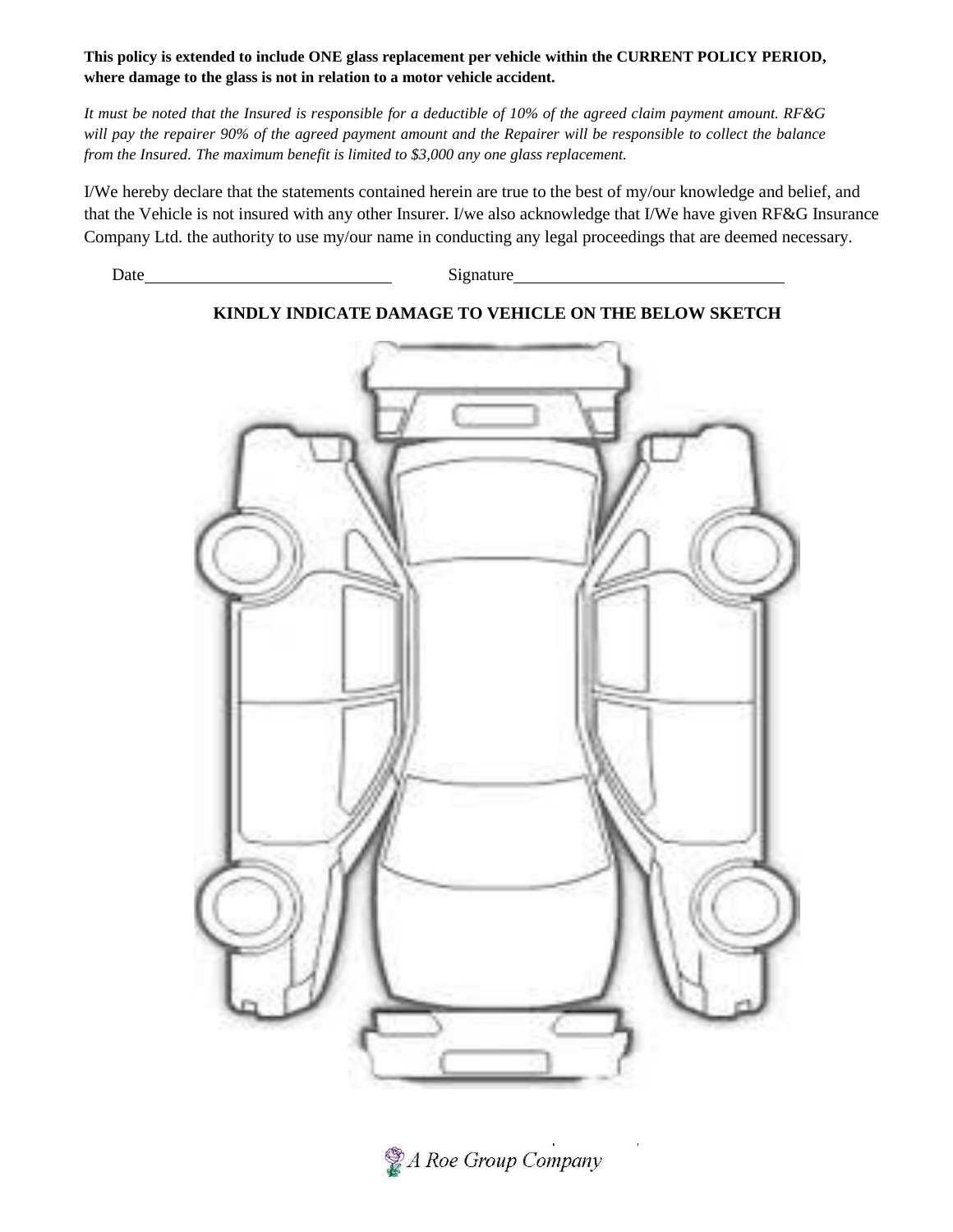**This policy is extended to include ONE glass replacement per vehicle within the CURRENT POLICY PERIOD, where damage to the glass is not in relation to a motor vehicle accident.**

*It must be noted that the Insured is responsible for a deductible of 10% of the agreed claim payment amount. RF&G will pay the repairer 90% of the agreed payment amount and the Repairer will be responsible to collect the balance from the Insured. The maximum benefit is limited to $3,000 any one glass replacement.*

I/We hereby declare that the statements contained herein are true to the best of my/our knowledge and belief, and that the Vehicle is not insured with any other Insurer. I/we also acknowledge that I/We have given RF&G Insurance Company Ltd. the authority to use my/our name in conducting any legal proceedings that are deemed necessary.

Date______________________________ Signature________________________________

**KINDLY INDICATE DAMAGE TO VEHICLE ON THE BELOW SKETCH**

A Roe Group Company